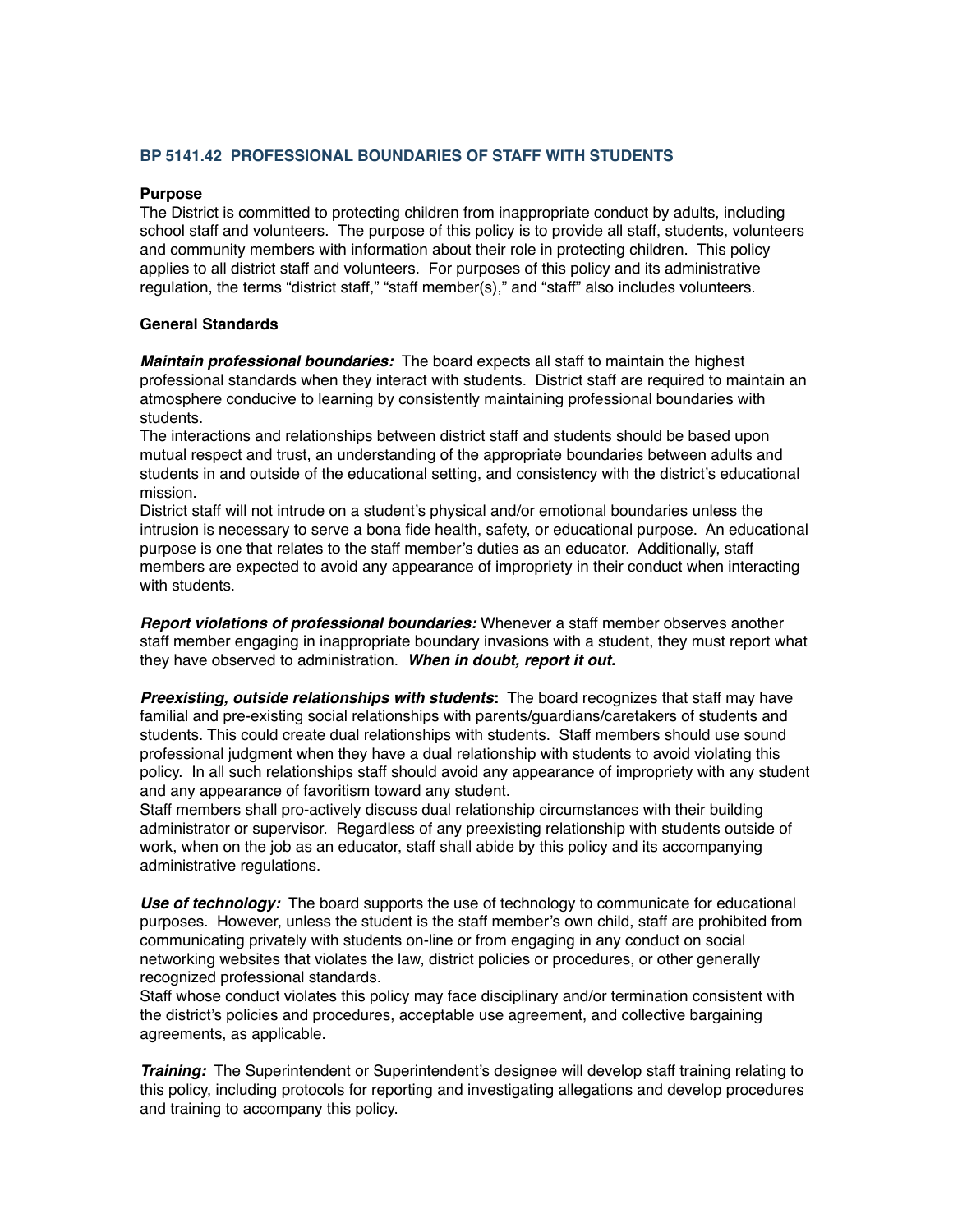# BP 5141.42 PROFESSIONAL BOUNDARIES OF STAFF WITH STUDENTS

**Purpose**

The District is committed to protecting children from inappropriate conduct by adults, including school staff and volunteers. The purpose of this policy is to provide all staff, students, volunteers and community members with information about their role in protecting children. This policy applies to all district staff and volunteers. For purposes of this policy and its administrative regulation, the terms "district staff," "staff member(s)," and "staff" also includes volunteers.

**General Standards**

***Maintain professional boundaries:*** The board expects all staff to maintain the highest professional standards when they interact with students. District staff are required to maintain an atmosphere conducive to learning by consistently maintaining professional boundaries with students.

The interactions and relationships between district staff and students should be based upon mutual respect and trust, an understanding of the appropriate boundaries between adults and students in and outside of the educational setting, and consistency with the district's educational mission.

District staff will not intrude on a student's physical and/or emotional boundaries unless the intrusion is necessary to serve a bona fide health, safety, or educational purpose. An educational purpose is one that relates to the staff member's duties as an educator. Additionally, staff members are expected to avoid any appearance of impropriety in their conduct when interacting with students.

***Report violations of professional boundaries:*** Whenever a staff member observes another staff member engaging in inappropriate boundary invasions with a student, they must report what they have observed to administration. ***When in doubt, report it out.***

***Preexisting, outside relationships with students*:** The board recognizes that staff may have familial and pre-existing social relationships with parents/guardians/caretakers of students and students. This could create dual relationships with students. Staff members should use sound professional judgment when they have a dual relationship with students to avoid violating this policy. In all such relationships staff should avoid any appearance of impropriety with any student and any appearance of favoritism toward any student.

Staff members shall pro-actively discuss dual relationship circumstances with their building administrator or supervisor. Regardless of any preexisting relationship with students outside of work, when on the job as an educator, staff shall abide by this policy and its accompanying administrative regulations.

***Use of technology:*** The board supports the use of technology to communicate for educational purposes. However, unless the student is the staff member's own child, staff are prohibited from communicating privately with students on-line or from engaging in any conduct on social networking websites that violates the law, district policies or procedures, or other generally recognized professional standards.

Staff whose conduct violates this policy may face disciplinary and/or termination consistent with the district's policies and procedures, acceptable use agreement, and collective bargaining agreements, as applicable.

***Training:*** The Superintendent or Superintendent's designee will develop staff training relating to this policy, including protocols for reporting and investigating allegations and develop procedures and training to accompany this policy.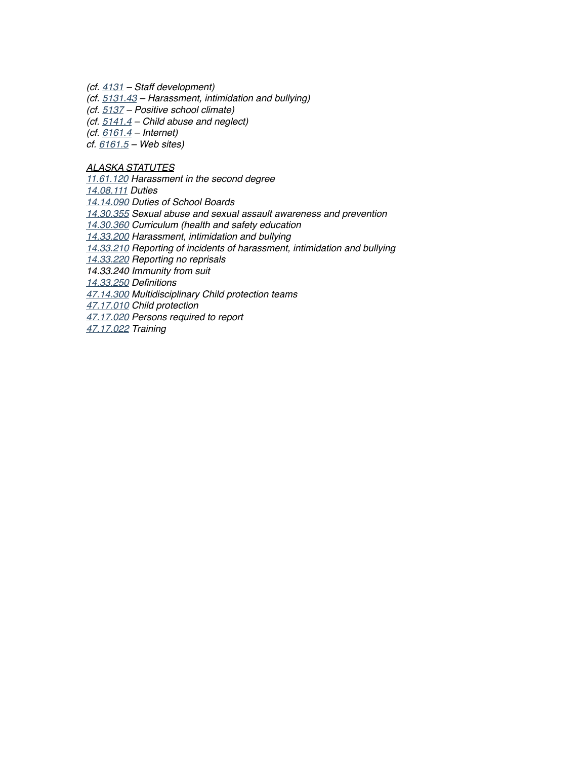*(cf. 4131 – Staff development)*
*(cf. 5131.43 – Harassment, intimidation and bullying)*
*(cf. 5137 – Positive school climate)*
*(cf. 5141.4 – Child abuse and neglect)*
*(cf. 6161.4 – Internet)*
*cf. 6161.5 – Web sites)*

*ALASKA STATUTES*
*11.61.120 Harassment in the second degree*
*14.08.111 Duties*
*14.14.090 Duties of School Boards*
*14.30.355 Sexual abuse and sexual assault awareness and prevention*
*14.30.360 Curriculum (health and safety education*
*14.33.200 Harassment, intimidation and bullying*
*14.33.210 Reporting of incidents of harassment, intimidation and bullying*
*14.33.220 Reporting no reprisals*
*14.33.240 Immunity from suit*
*14.33.250 Definitions*
*47.14.300 Multidisciplinary Child protection teams*
*47.17.010 Child protection*
*47.17.020 Persons required to report*
*47.17.022 Training*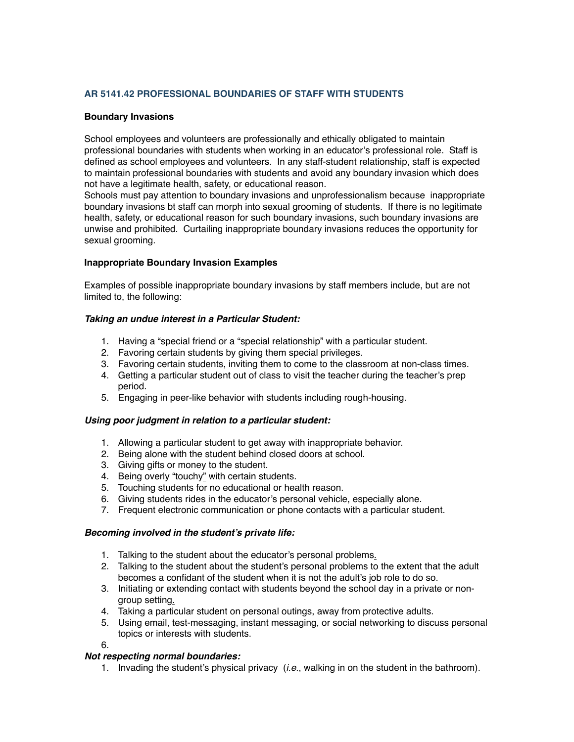## AR 5141.42 PROFESSIONAL BOUNDARIES OF STAFF WITH STUDENTS

### Boundary Invasions

School employees and volunteers are professionally and ethically obligated to maintain professional boundaries with students when working in an educator's professional role. Staff is defined as school employees and volunteers. In any staff-student relationship, staff is expected to maintain professional boundaries with students and avoid any boundary invasion which does not have a legitimate health, safety, or educational reason.
Schools must pay attention to boundary invasions and unprofessionalism because inappropriate boundary invasions bt staff can morph into sexual grooming of students. If there is no legitimate health, safety, or educational reason for such boundary invasions, such boundary invasions are unwise and prohibited. Curtailing inappropriate boundary invasions reduces the opportunity for sexual grooming.

### Inappropriate Boundary Invasion Examples

Examples of possible inappropriate boundary invasions by staff members include, but are not limited to, the following:

***Taking an undue interest in a Particular Student:***

1. Having a "special friend or a "special relationship" with a particular student.
2. Favoring certain students by giving them special privileges.
3. Favoring certain students, inviting them to come to the classroom at non-class times.
4. Getting a particular student out of class to visit the teacher during the teacher's prep period.
5. Engaging in peer-like behavior with students including rough-housing.

***Using poor judgment in relation to a particular student:***

1. Allowing a particular student to get away with inappropriate behavior.
2. Being alone with the student behind closed doors at school.
3. Giving gifts or money to the student.
4. Being overly "touchy" with certain students.
5. Touching students for no educational or health reason.
6. Giving students rides in the educator's personal vehicle, especially alone.
7. Frequent electronic communication or phone contacts with a particular student.

***Becoming involved in the student's private life:***

1. Talking to the student about the educator's personal problems.
2. Talking to the student about the student's personal problems to the extent that the adult becomes a confidant of the student when it is not the adult's job role to do so.
3. Initiating or extending contact with students beyond the school day in a private or non-group setting.
4. Taking a particular student on personal outings, away from protective adults.
5. Using email, test-messaging, instant messaging, or social networking to discuss personal topics or interests with students.
6.

***Not respecting normal boundaries:***

1. Invading the student's physical privacy (*i.e.*, walking in on the student in the bathroom).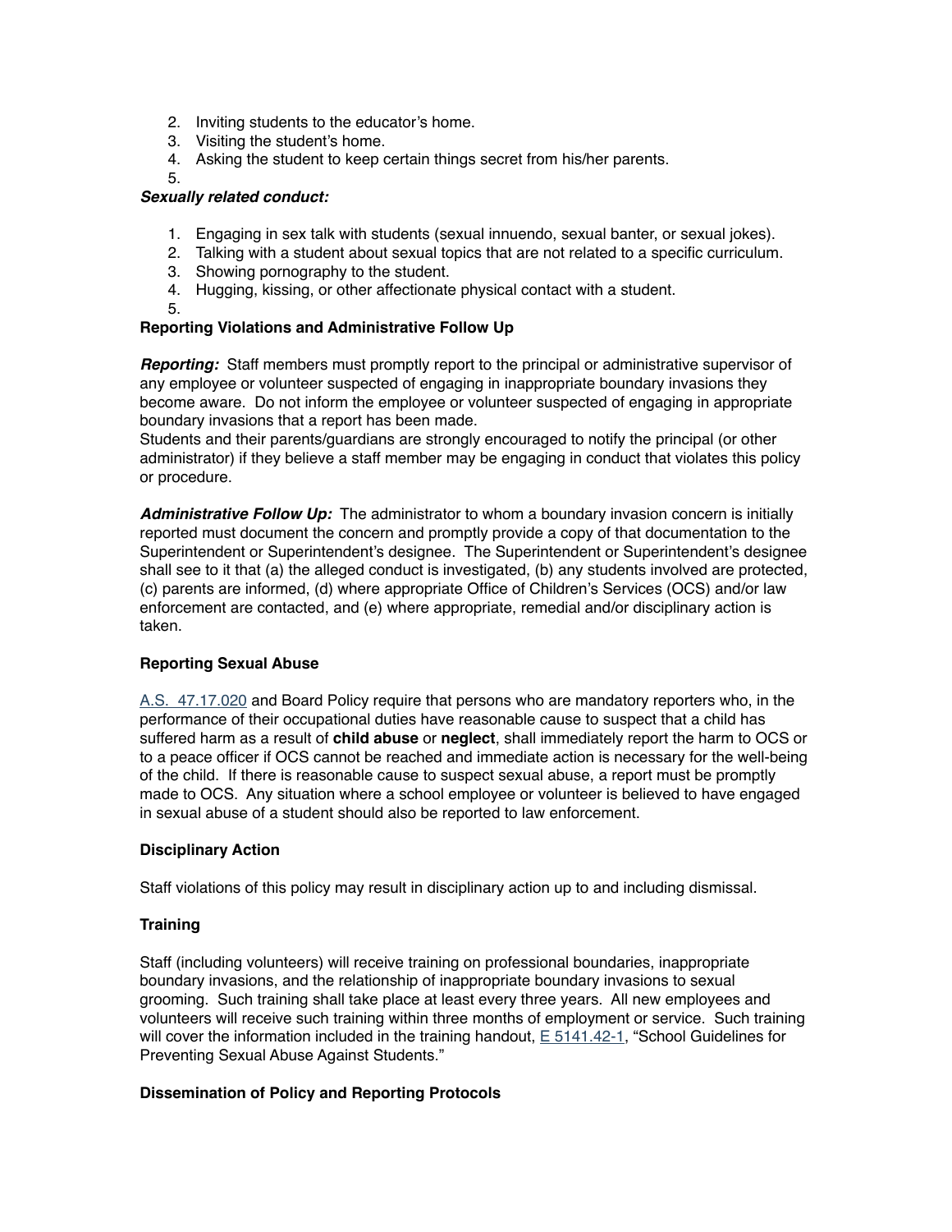2. Inviting students to the educator's home.
3. Visiting the student's home.
4. Asking the student to keep certain things secret from his/her parents.
5.

***Sexually related conduct:***

1. Engaging in sex talk with students (sexual innuendo, sexual banter, or sexual jokes).
2. Talking with a student about sexual topics that are not related to a specific curriculum.
3. Showing pornography to the student.
4. Hugging, kissing, or other affectionate physical contact with a student.
5.

**Reporting Violations and Administrative Follow Up**

***Reporting:*** Staff members must promptly report to the principal or administrative supervisor of any employee or volunteer suspected of engaging in inappropriate boundary invasions they become aware. Do not inform the employee or volunteer suspected of engaging in appropriate boundary invasions that a report has been made.
Students and their parents/guardians are strongly encouraged to notify the principal (or other administrator) if they believe a staff member may be engaging in conduct that violates this policy or procedure.

***Administrative Follow Up:*** The administrator to whom a boundary invasion concern is initially reported must document the concern and promptly provide a copy of that documentation to the Superintendent or Superintendent's designee. The Superintendent or Superintendent's designee shall see to it that (a) the alleged conduct is investigated, (b) any students involved are protected, (c) parents are informed, (d) where appropriate Office of Children's Services (OCS) and/or law enforcement are contacted, and (e) where appropriate, remedial and/or disciplinary action is taken.

**Reporting Sexual Abuse**

A.S. 47.17.020 and Board Policy require that persons who are mandatory reporters who, in the performance of their occupational duties have reasonable cause to suspect that a child has suffered harm as a result of **child abuse** or **neglect**, shall immediately report the harm to OCS or to a peace officer if OCS cannot be reached and immediate action is necessary for the well-being of the child. If there is reasonable cause to suspect sexual abuse, a report must be promptly made to OCS. Any situation where a school employee or volunteer is believed to have engaged in sexual abuse of a student should also be reported to law enforcement.

**Disciplinary Action**

Staff violations of this policy may result in disciplinary action up to and including dismissal.

**Training**

Staff (including volunteers) will receive training on professional boundaries, inappropriate boundary invasions, and the relationship of inappropriate boundary invasions to sexual grooming. Such training shall take place at least every three years. All new employees and volunteers will receive such training within three months of employment or service. Such training will cover the information included in the training handout, E 5141.42-1, "School Guidelines for Preventing Sexual Abuse Against Students."

**Dissemination of Policy and Reporting Protocols**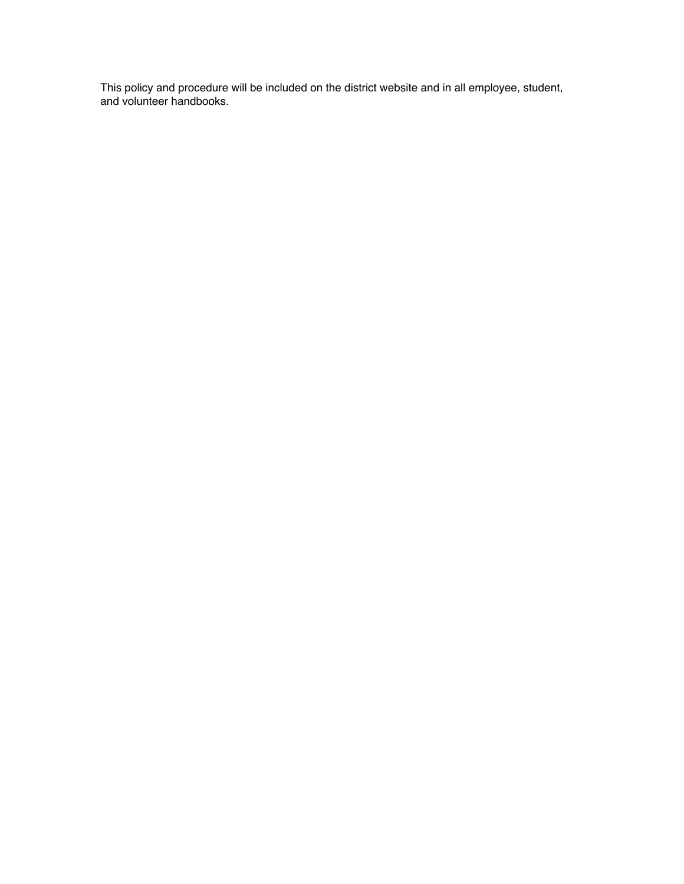This policy and procedure will be included on the district website and in all employee, student, and volunteer handbooks.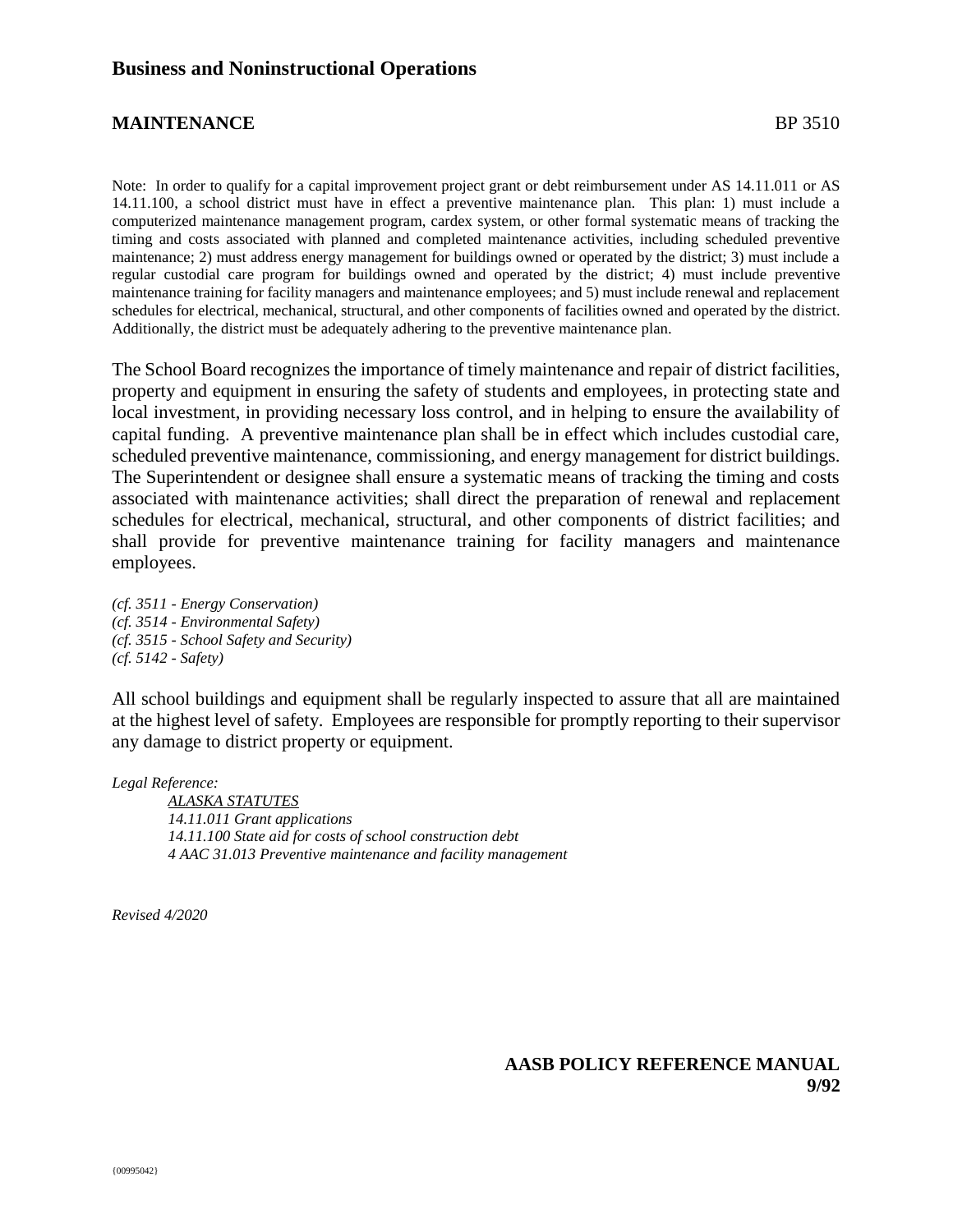## Business and Noninstructional Operations

### MAINTENANCE BP 3510

Note: In order to qualify for a capital improvement project grant or debt reimbursement under AS 14.11.011 or AS 14.11.100, a school district must have in effect a preventive maintenance plan. This plan: 1) must include a computerized maintenance management program, cardex system, or other formal systematic means of tracking the timing and costs associated with planned and completed maintenance activities, including scheduled preventive maintenance; 2) must address energy management for buildings owned or operated by the district; 3) must include a regular custodial care program for buildings owned and operated by the district; 4) must include preventive maintenance training for facility managers and maintenance employees; and 5) must include renewal and replacement schedules for electrical, mechanical, structural, and other components of facilities owned and operated by the district. Additionally, the district must be adequately adhering to the preventive maintenance plan.

The School Board recognizes the importance of timely maintenance and repair of district facilities, property and equipment in ensuring the safety of students and employees, in protecting state and local investment, in providing necessary loss control, and in helping to ensure the availability of capital funding. A preventive maintenance plan shall be in effect which includes custodial care, scheduled preventive maintenance, commissioning, and energy management for district buildings. The Superintendent or designee shall ensure a systematic means of tracking the timing and costs associated with maintenance activities; shall direct the preparation of renewal and replacement schedules for electrical, mechanical, structural, and other components of district facilities; and shall provide for preventive maintenance training for facility managers and maintenance employees.

*(cf. 3511 - Energy Conservation)*
*(cf. 3514 - Environmental Safety)*
*(cf. 3515 - School Safety and Security)*
*(cf. 5142 - Safety)*

All school buildings and equipment shall be regularly inspected to assure that all are maintained at the highest level of safety. Employees are responsible for promptly reporting to their supervisor any damage to district property or equipment.

*Legal Reference:*

*ALASKA STATUTES*
*14.11.011 Grant applications*
*14.11.100 State aid for costs of school construction debt*
*4 AAC 31.013 Preventive maintenance and facility management*

*Revised 4/2020*

**AASB POLICY REFERENCE MANUAL**
**9/92**

{00995042}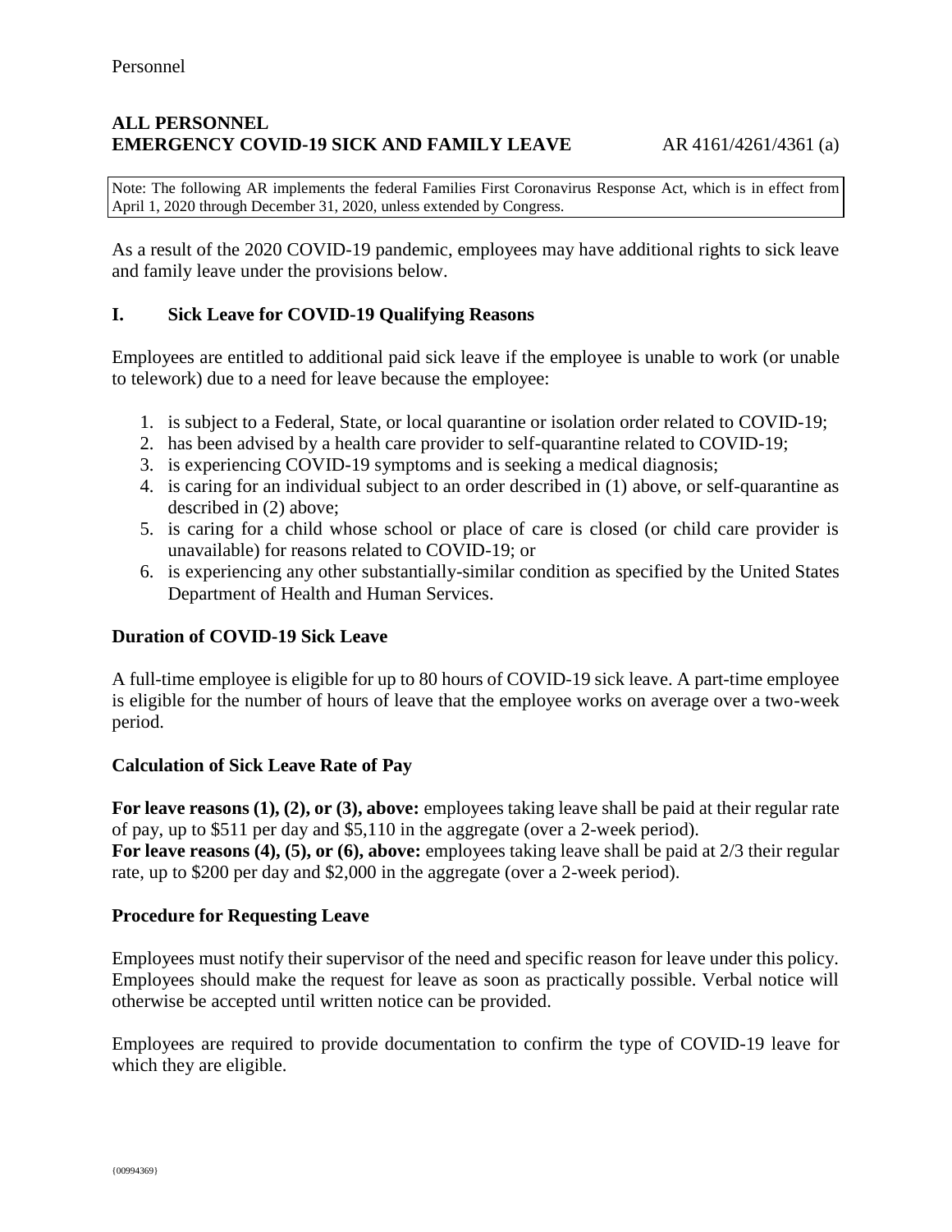Personnel

**ALL PERSONNEL**
**EMERGENCY COVID-19 SICK AND FAMILY LEAVE** AR 4161/4261/4361 (a)

> Note: The following AR implements the federal Families First Coronavirus Response Act, which is in effect from April 1, 2020 through December 31, 2020, unless extended by Congress.

As a result of the 2020 COVID-19 pandemic, employees may have additional rights to sick leave and family leave under the provisions below.

## I. Sick Leave for COVID-19 Qualifying Reasons

Employees are entitled to additional paid sick leave if the employee is unable to work (or unable to telework) due to a need for leave because the employee:

1. is subject to a Federal, State, or local quarantine or isolation order related to COVID-19;
2. has been advised by a health care provider to self-quarantine related to COVID-19;
3. is experiencing COVID-19 symptoms and is seeking a medical diagnosis;
4. is caring for an individual subject to an order described in (1) above, or self-quarantine as described in (2) above;
5. is caring for a child whose school or place of care is closed (or child care provider is unavailable) for reasons related to COVID-19; or
6. is experiencing any other substantially-similar condition as specified by the United States Department of Health and Human Services.

### Duration of COVID-19 Sick Leave

A full-time employee is eligible for up to 80 hours of COVID-19 sick leave. A part-time employee is eligible for the number of hours of leave that the employee works on average over a two-week period.

### Calculation of Sick Leave Rate of Pay

**For leave reasons (1), (2), or (3), above:** employees taking leave shall be paid at their regular rate of pay, up to $511 per day and $5,110 in the aggregate (over a 2-week period).
**For leave reasons (4), (5), or (6), above:** employees taking leave shall be paid at 2/3 their regular rate, up to $200 per day and $2,000 in the aggregate (over a 2-week period).

### Procedure for Requesting Leave

Employees must notify their supervisor of the need and specific reason for leave under this policy. Employees should make the request for leave as soon as practically possible. Verbal notice will otherwise be accepted until written notice can be provided.

Employees are required to provide documentation to confirm the type of COVID-19 leave for which they are eligible.

{00994369}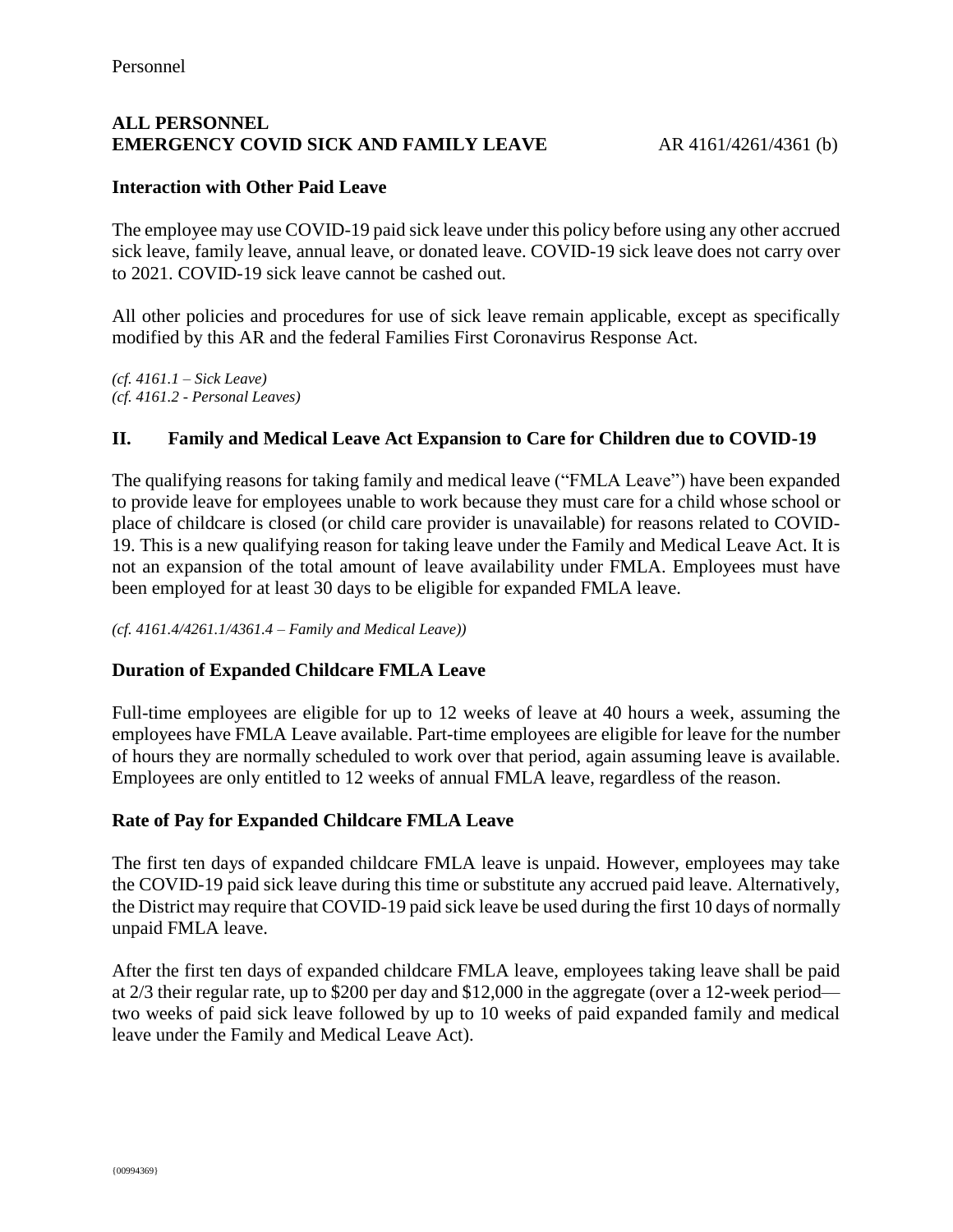**ALL PERSONNEL**
**EMERGENCY COVID SICK AND FAMILY LEAVE** AR 4161/4261/4361 (b)

### Interaction with Other Paid Leave

The employee may use COVID-19 paid sick leave under this policy before using any other accrued sick leave, family leave, annual leave, or donated leave. COVID-19 sick leave does not carry over to 2021. COVID-19 sick leave cannot be cashed out.

All other policies and procedures for use of sick leave remain applicable, except as specifically modified by this AR and the federal Families First Coronavirus Response Act.

*(cf. 4161.1 – Sick Leave)*
*(cf. 4161.2 - Personal Leaves)*

## II. Family and Medical Leave Act Expansion to Care for Children due to COVID-19

The qualifying reasons for taking family and medical leave ("FMLA Leave") have been expanded to provide leave for employees unable to work because they must care for a child whose school or place of childcare is closed (or child care provider is unavailable) for reasons related to COVID-19. This is a new qualifying reason for taking leave under the Family and Medical Leave Act. It is not an expansion of the total amount of leave availability under FMLA. Employees must have been employed for at least 30 days to be eligible for expanded FMLA leave.

*(cf. 4161.4/4261.1/4361.4 – Family and Medical Leave))*

### Duration of Expanded Childcare FMLA Leave

Full-time employees are eligible for up to 12 weeks of leave at 40 hours a week, assuming the employees have FMLA Leave available. Part-time employees are eligible for leave for the number of hours they are normally scheduled to work over that period, again assuming leave is available. Employees are only entitled to 12 weeks of annual FMLA leave, regardless of the reason.

### Rate of Pay for Expanded Childcare FMLA Leave

The first ten days of expanded childcare FMLA leave is unpaid. However, employees may take the COVID-19 paid sick leave during this time or substitute any accrued paid leave. Alternatively, the District may require that COVID-19 paid sick leave be used during the first 10 days of normally unpaid FMLA leave.

After the first ten days of expanded childcare FMLA leave, employees taking leave shall be paid at 2/3 their regular rate, up to $200 per day and $12,000 in the aggregate (over a 12-week period—two weeks of paid sick leave followed by up to 10 weeks of paid expanded family and medical leave under the Family and Medical Leave Act).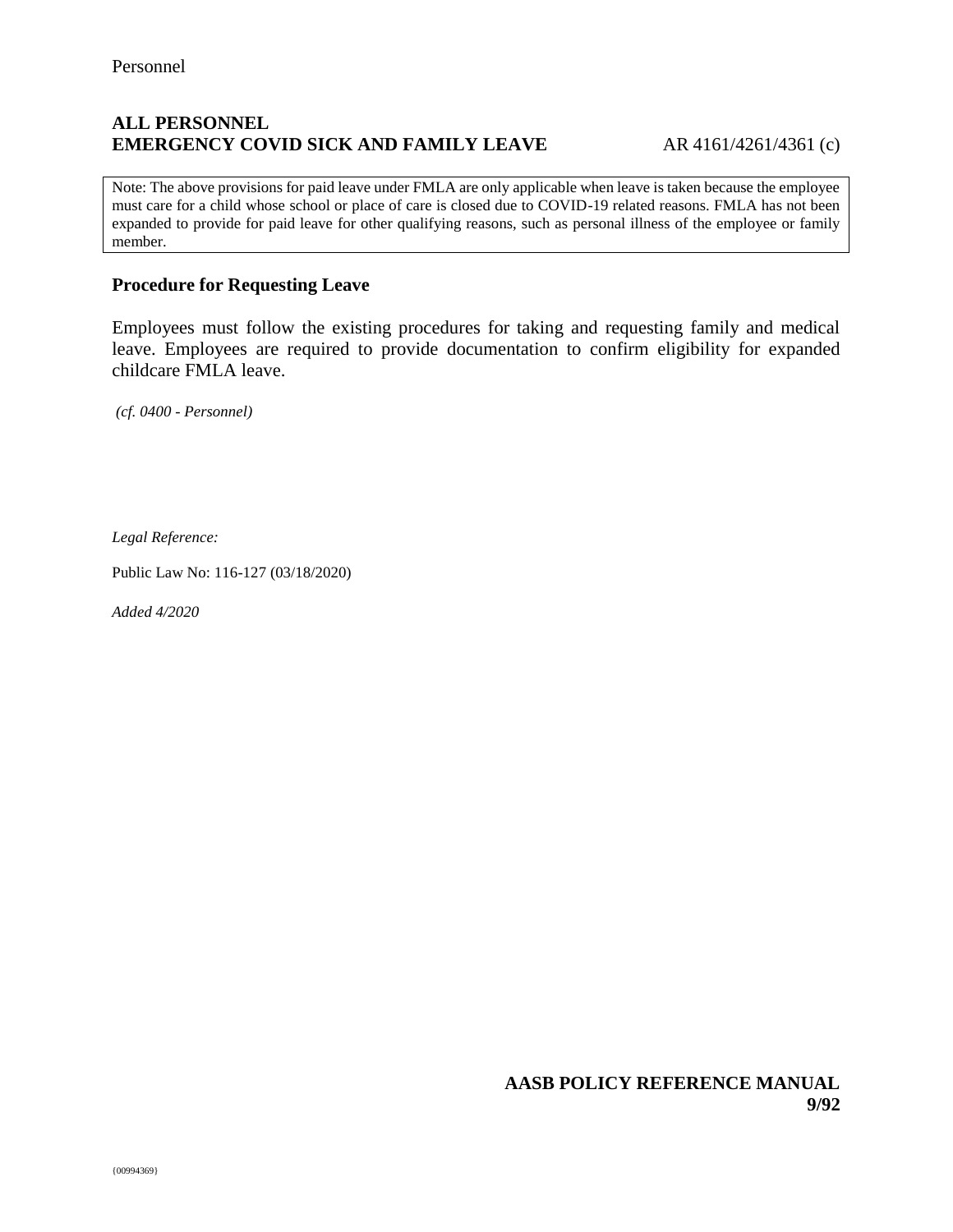Personnel

**ALL PERSONNEL**
**EMERGENCY COVID SICK AND FAMILY LEAVE** AR 4161/4261/4361 (c)

> Note: The above provisions for paid leave under FMLA are only applicable when leave is taken because the employee must care for a child whose school or place of care is closed due to COVID-19 related reasons. FMLA has not been expanded to provide for paid leave for other qualifying reasons, such as personal illness of the employee or family member.

### Procedure for Requesting Leave

Employees must follow the existing procedures for taking and requesting family and medical leave. Employees are required to provide documentation to confirm eligibility for expanded childcare FMLA leave.

*(cf. 0400 - Personnel)*

*Legal Reference:*

Public Law No: 116-127 (03/18/2020)

*Added 4/2020*